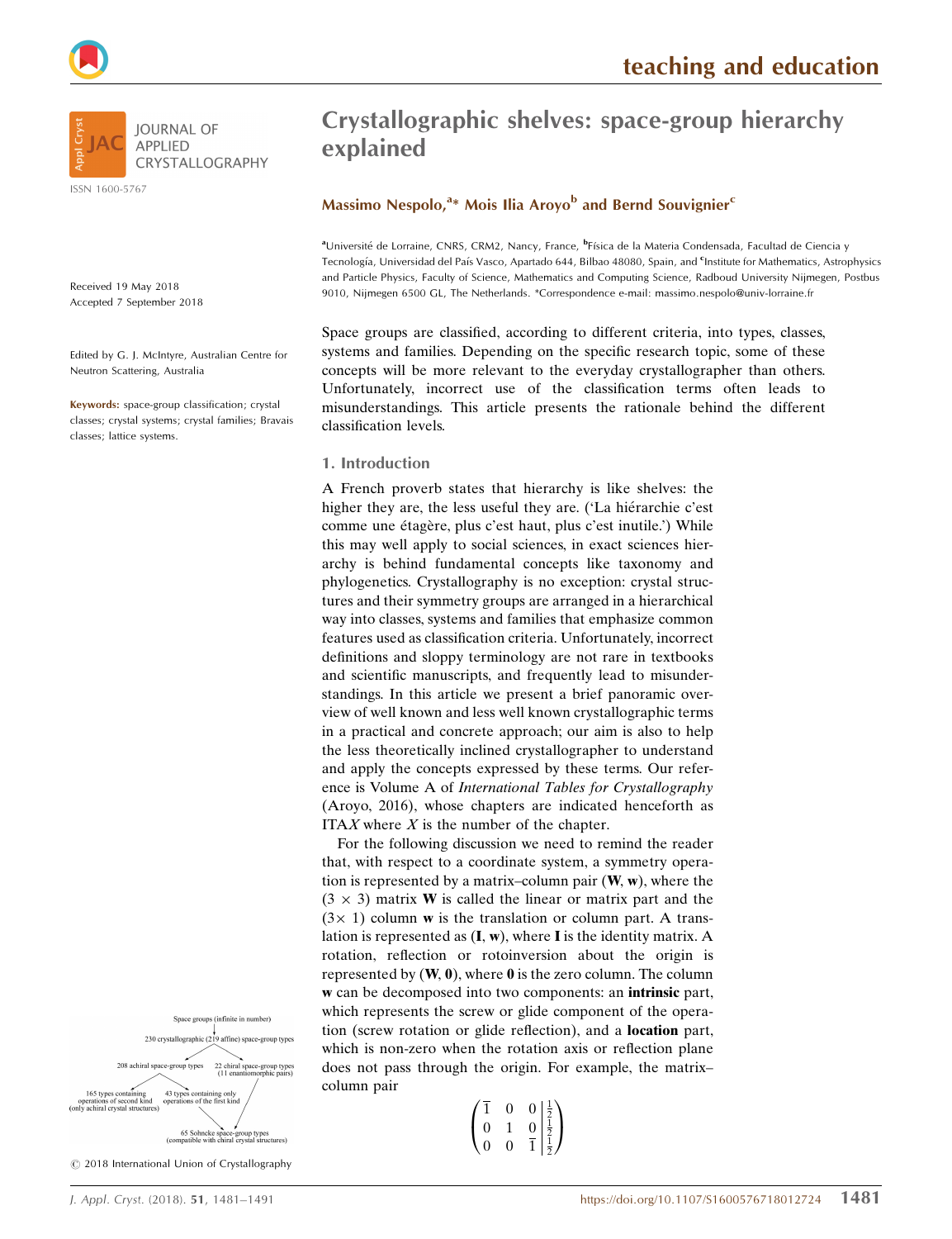# Crystallographic shelves: space-group hierarchy explained

**Massimo Nespolo,[a]* Mois Ilia Aroyo[b] and Bernd Souvignier[c]**

[a]Université de Lorraine, CNRS, CRM2, Nancy, France, [b]Física de la Materia Condensada, Facultad de Ciencia y Tecnología, Universidad del País Vasco, Apartado 644, Bilbao 48080, Spain, and [c]Institute for Mathematics, Astrophysics and Particle Physics, Faculty of Science, Mathematics and Computing Science, Radboud University Nijmegen, Postbus 9010, Nijmegen 6500 GL, The Netherlands. *Correspondence e-mail: massimo.nespolo@univ-lorraine.fr

Received 19 May 2018
Accepted 7 September 2018

Edited by G. J. McIntyre, Australian Centre for Neutron Scattering, Australia

**Keywords:** space-group classification; crystal classes; crystal systems; crystal families; Bravais classes; lattice systems.

Space groups are classified, according to different criteria, into types, classes, systems and families. Depending on the specific research topic, some of these concepts will be more relevant to the everyday crystallographer than others. Unfortunately, incorrect use of the classification terms often leads to misunderstandings. This article presents the rationale behind the different classification levels.

## 1. Introduction

A French proverb states that hierarchy is like shelves: the higher they are, the less useful they are. ('La hiérarchie c'est comme une étagère, plus c'est haut, plus c'est inutile.') While this may well apply to social sciences, in exact sciences hierarchy is behind fundamental concepts like taxonomy and phylogenetics. Crystallography is no exception: crystal structures and their symmetry groups are arranged in a hierarchical way into classes, systems and families that emphasize common features used as classification criteria. Unfortunately, incorrect definitions and sloppy terminology are not rare in textbooks and scientific manuscripts, and frequently lead to misunderstandings. In this article we present a brief panoramic overview of well known and less well known crystallographic terms in a practical and concrete approach; our aim is also to help the less theoretically inclined crystallographer to understand and apply the concepts expressed by these terms. Our reference is Volume A of *International Tables for Crystallography* (Aroyo, 2016), whose chapters are indicated henceforth as ITA$X$ where $X$ is the number of the chapter.

For the following discussion we need to remind the reader that, with respect to a coordinate system, a symmetry operation is represented by a matrix–column pair $(\mathbf{W}, \mathbf{w})$, where the $(3 \times 3)$ matrix $\mathbf{W}$ is called the linear or matrix part and the $(3\times 1)$ column $\mathbf{w}$ is the translation or column part. A translation is represented as $(\mathbf{I}, \mathbf{w})$, where $\mathbf{I}$ is the identity matrix. A rotation, reflection or rotoinversion about the origin is represented by $(\mathbf{W}, \mathbf{0})$, where $\mathbf{0}$ is the zero column. The column $\mathbf{w}$ can be decomposed into two components: an **intrinsic** part, which represents the screw or glide component of the operation (screw rotation or glide reflection), and a **location** part, which is non-zero when the rotation axis or reflection plane does not pass through the origin. For example, the matrix–column pair

$$\left(\begin{array}{ccc|c} \bar{1} & 0 & 0 & \frac{1}{2} \\ 0 & 1 & 0 & \frac{1}{2} \\ 0 & 0 & \bar{1} & \frac{1}{2} \end{array}\right)$$

Space groups (infinite in number)
→ 230 crystallographic (219 affine) space-group types
→ 208 achiral space-group types; 22 chiral space-group types (11 enantiomorphic pairs)
→ 165 types containing operations of second kind (only achiral crystal structures); 43 types containing only operations of the first kind
→ 65 Sohncke space-group types (compatible with chiral crystal structures)

© 2018 International Union of Crystallography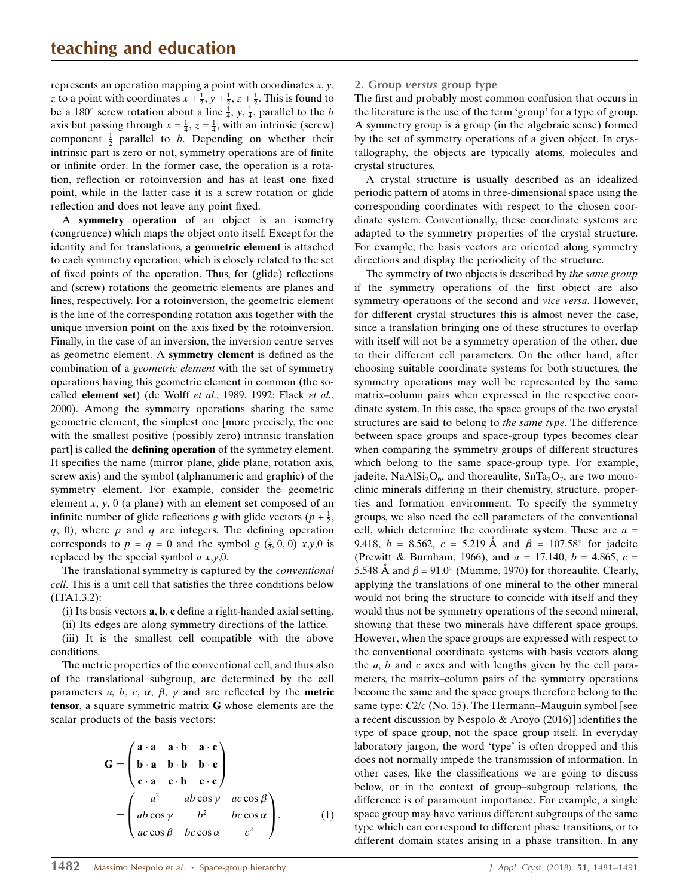represents an operation mapping a point with coordinates $x$, $y$, $z$ to a point with coordinates $\bar{x}+\frac{1}{2}$, $y+\frac{1}{2}$, $\bar{z}+\frac{1}{2}$. This is found to be a 180° screw rotation about a line $\frac{1}{4}$, $y$, $\frac{1}{4}$, parallel to the $b$ axis but passing through $x=\frac{1}{4}$, $z=\frac{1}{4}$, with an intrinsic (screw) component $\frac{1}{2}$ parallel to $b$. Depending on whether their intrinsic part is zero or not, symmetry operations are of finite or infinite order. In the former case, the operation is a rotation, reflection or rotoinversion and has at least one fixed point, while in the latter case it is a screw rotation or glide reflection and does not leave any point fixed.

A **symmetry operation** of an object is an isometry (congruence) which maps the object onto itself. Except for the identity and for translations, a **geometric element** is attached to each symmetry operation, which is closely related to the set of fixed points of the operation. Thus, for (glide) reflections and (screw) rotations the geometric elements are planes and lines, respectively. For a rotoinversion, the geometric element is the line of the corresponding rotation axis together with the unique inversion point on the axis fixed by the rotoinversion. Finally, in the case of an inversion, the inversion centre serves as geometric element. A **symmetry element** is defined as the combination of a *geometric element* with the set of symmetry operations having this geometric element in common (the so-called **element set**) (de Wolff *et al.*, 1989, 1992; Flack *et al.*, 2000). Among the symmetry operations sharing the same geometric element, the simplest one [more precisely, the one with the smallest positive (possibly zero) intrinsic translation part] is called the **defining operation** of the symmetry element. It specifies the name (mirror plane, glide plane, rotation axis, screw axis) and the symbol (alphanumeric and graphic) of the symmetry element. For example, consider the geometric element $x$, $y$, 0 (a plane) with an element set composed of an infinite number of glide reflections $g$ with glide vectors ($p+\frac{1}{2}$, $q$, 0), where $p$ and $q$ are integers. The defining operation corresponds to $p=q=0$ and the symbol $g$ ($\frac{1}{2}$, 0, 0) $x$,$y$,0 is replaced by the special symbol $a$ $x$,$y$,0.

The translational symmetry is captured by the *conventional cell*. This is a unit cell that satisfies the three conditions below (ITA1.3.2):

(i) Its basis vectors **a**, **b**, **c** define a right-handed axial setting.

(ii) Its edges are along symmetry directions of the lattice.

(iii) It is the smallest cell compatible with the above conditions.

The metric properties of the conventional cell, and thus also of the translational subgroup, are determined by the cell parameters $a$, $b$, $c$, $\alpha$, $\beta$, $\gamma$ and are reflected by the **metric tensor**, a square symmetric matrix **G** whose elements are the scalar products of the basis vectors:

$$\mathbf{G}=\begin{pmatrix}\mathbf{a}\cdot\mathbf{a} & \mathbf{a}\cdot\mathbf{b} & \mathbf{a}\cdot\mathbf{c}\\ \mathbf{b}\cdot\mathbf{a} & \mathbf{b}\cdot\mathbf{b} & \mathbf{b}\cdot\mathbf{c}\\ \mathbf{c}\cdot\mathbf{a} & \mathbf{c}\cdot\mathbf{b} & \mathbf{c}\cdot\mathbf{c}\end{pmatrix} = \begin{pmatrix} a^2 & ab\cos\gamma & ac\cos\beta\\ ab\cos\gamma & b^2 & bc\cos\alpha\\ ac\cos\beta & bc\cos\alpha & c^2\end{pmatrix}. \quad (1)$$

## 2. Group *versus* group type

The first and probably most common confusion that occurs in the literature is the use of the term 'group' for a type of group. A symmetry group is a group (in the algebraic sense) formed by the set of symmetry operations of a given object. In crystallography, the objects are typically atoms, molecules and crystal structures.

A crystal structure is usually described as an idealized periodic pattern of atoms in three-dimensional space using the corresponding coordinates with respect to the chosen coordinate system. Conventionally, these coordinate systems are adapted to the symmetry properties of the crystal structure. For example, the basis vectors are oriented along symmetry directions and display the periodicity of the structure.

The symmetry of two objects is described by *the same group* if the symmetry operations of the first object are also symmetry operations of the second and *vice versa*. However, for different crystal structures this is almost never the case, since a translation bringing one of these structures to overlap with itself will not be a symmetry operation of the other, due to their different cell parameters. On the other hand, after choosing suitable coordinate systems for both structures, the symmetry operations may well be represented by the same matrix–column pairs when expressed in the respective coordinate system. In this case, the space groups of the two crystal structures are said to belong to *the same type*. The difference between space groups and space-group types becomes clear when comparing the symmetry groups of different structures which belong to the same space-group type. For example, jadeite, $NaAlSi_2O_6$, and thoreaulite, $SnTa_2O_7$, are two monoclinic minerals differing in their chemistry, structure, properties and formation environment. To specify the symmetry groups, we also need the cell parameters of the conventional cell, which determine the coordinate system. These are $a$ = 9.418, $b$ = 8.562, $c$ = 5.219 Å and $\beta$ = 107.58° for jadeite (Prewitt & Burnham, 1966), and $a$ = 17.140, $b$ = 4.865, $c$ = 5.548 Å and $\beta$ = 91.0° (Mumme, 1970) for thoreaulite. Clearly, applying the translations of one mineral to the other mineral would not bring the structure to coincide with itself and they would thus not be symmetry operations of the second mineral, showing that these two minerals have different space groups. However, when the space groups are expressed with respect to the conventional coordinate systems with basis vectors along the $a$, $b$ and $c$ axes and with lengths given by the cell parameters, the matrix–column pairs of the symmetry operations become the same and the space groups therefore belong to the same type: $C2/c$ (No. 15). The Hermann–Mauguin symbol [see a recent discussion by Nespolo & Aroyo (2016)] identifies the type of space group, not the space group itself. In everyday laboratory jargon, the word 'type' is often dropped and this does not normally impede the transmission of information. In other cases, like the classifications we are going to discuss below, or in the context of group–subgroup relations, the difference is of paramount importance. For example, a single space group may have various different subgroups of the same type which can correspond to different phase transitions, or to different domain states arising in a phase transition. In any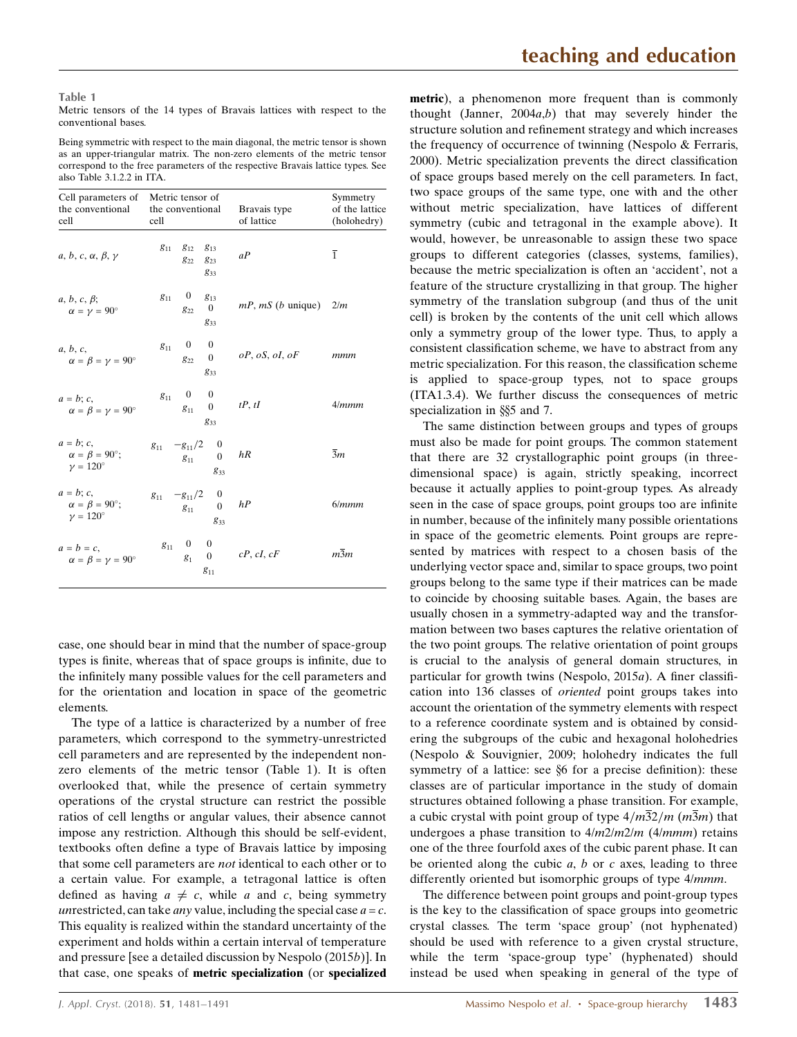**Table 1**
Metric tensors of the 14 types of Bravais lattices with respect to the conventional bases.

Being symmetric with respect to the main diagonal, the metric tensor is shown as an upper-triangular matrix. The non-zero elements of the metric tensor correspond to the free parameters of the respective Bravais lattice types. See also Table 3.1.2.2 in ITA.

| Cell parameters of the conventional cell | Metric tensor of the conventional cell | Bravais type of lattice | Symmetry of the lattice (holohedry) |
|---|---|---|---|
| $a, b, c, \alpha, \beta, \gamma$ | $\begin{matrix} g_{11} & g_{12} & g_{13} \\ & g_{22} & g_{23} \\ & & g_{33} \end{matrix}$ | $aP$ | $\overline{1}$ |
| $a, b, c, \beta$; $\alpha = \gamma = 90°$ | $\begin{matrix} g_{11} & 0 & g_{13} \\ & g_{22} & 0 \\ & & g_{33} \end{matrix}$ | $mP$, $mS$ ($b$ unique) | $2/m$ |
| $a, b, c$, $\alpha = \beta = \gamma = 90°$ | $\begin{matrix} g_{11} & 0 & 0 \\ & g_{22} & 0 \\ & & g_{33} \end{matrix}$ | $oP$, $oS$, $oI$, $oF$ | $mmm$ |
| $a = b$; $c$, $\alpha = \beta = \gamma = 90°$ | $\begin{matrix} g_{11} & 0 & 0 \\ & g_{11} & 0 \\ & & g_{33} \end{matrix}$ | $tP$, $tI$ | $4/mmm$ |
| $a = b$; $c$, $\alpha = \beta = 90°$; $\gamma = 120°$ | $\begin{matrix} g_{11} & -g_{11}/2 & 0 \\ & g_{11} & 0 \\ & & g_{33} \end{matrix}$ | $hR$ | $\overline{3}m$ |
| $a = b$; $c$, $\alpha = \beta = 90°$; $\gamma = 120°$ | $\begin{matrix} g_{11} & -g_{11}/2 & 0 \\ & g_{11} & 0 \\ & & g_{33} \end{matrix}$ | $hP$ | $6/mmm$ |
| $a = b = c$, $\alpha = \beta = \gamma = 90°$ | $\begin{matrix} g_{11} & 0 & 0 \\ & g_{1} & 0 \\ & & g_{11} \end{matrix}$ | $cP$, $cI$, $cF$ | $m\overline{3}m$ |

case, one should bear in mind that the number of space-group types is finite, whereas that of space groups is infinite, due to the infinitely many possible values for the cell parameters and for the orientation and location in space of the geometric elements.

The type of a lattice is characterized by a number of free parameters, which correspond to the symmetry-unrestricted cell parameters and are represented by the independent non-zero elements of the metric tensor (Table 1). It is often overlooked that, while the presence of certain symmetry operations of the crystal structure can restrict the possible ratios of cell lengths or angular values, their absence cannot impose any restriction. Although this should be self-evident, textbooks often define a type of Bravais lattice by imposing that some cell parameters are *not* identical to each other or to a certain value. For example, a tetragonal lattice is often defined as having $a \neq c$, while $a$ and $c$, being symmetry *un*restricted, can take *any* value, including the special case $a = c$. This equality is realized within the standard uncertainty of the experiment and holds within a certain interval of temperature and pressure [see a detailed discussion by Nespolo (2015*b*)]. In that case, one speaks of **metric specialization** (or **specialized metric**), a phenomenon more frequent than is commonly thought (Janner, 2004*a*,*b*) that may severely hinder the structure solution and refinement strategy and which increases the frequency of occurrence of twinning (Nespolo & Ferraris, 2000). Metric specialization prevents the direct classification of space groups based merely on the cell parameters. In fact, two space groups of the same type, one with and the other without metric specialization, have lattices of different symmetry (cubic and tetragonal in the example above). It would, however, be unreasonable to assign these two space groups to different categories (classes, systems, families), because the metric specialization is often an 'accident', not a feature of the structure crystallizing in that group. The higher symmetry of the translation subgroup (and thus of the unit cell) is broken by the contents of the unit cell which allows only a symmetry group of the lower type. Thus, to apply a consistent classification scheme, we have to abstract from any metric specialization. For this reason, the classification scheme is applied to space-group types, not to space groups (ITA1.3.4). We further discuss the consequences of metric specialization in §§5 and 7.

The same distinction between groups and types of groups must also be made for point groups. The common statement that there are 32 crystallographic point groups (in three-dimensional space) is again, strictly speaking, incorrect because it actually applies to point-group types. As already seen in the case of space groups, point groups too are infinite in number, because of the infinitely many possible orientations in space of the geometric elements. Point groups are represented by matrices with respect to a chosen basis of the underlying vector space and, similar to space groups, two point groups belong to the same type if their matrices can be made to coincide by choosing suitable bases. Again, the bases are usually chosen in a symmetry-adapted way and the transformation between two bases captures the relative orientation of the two point groups. The relative orientation of point groups is crucial to the analysis of general domain structures, in particular for growth twins (Nespolo, 2015*a*). A finer classification into 136 classes of *oriented* point groups takes into account the orientation of the symmetry elements with respect to a reference coordinate system and is obtained by considering the subgroups of the cubic and hexagonal holohedries (Nespolo & Souvignier, 2009; holohedry indicates the full symmetry of a lattice: see §6 for a precise definition): these classes are of particular importance in the study of domain structures obtained following a phase transition. For example, a cubic crystal with point group of type $4/m\overline{3}2/m$ ($m\overline{3}m$) that undergoes a phase transition to $4/m2/m2/m$ ($4/mmm$) retains one of the three fourfold axes of the cubic parent phase. It can be oriented along the cubic $a$, $b$ or $c$ axes, leading to three differently oriented but isomorphic groups of type $4/mmm$.

The difference between point groups and point-group types is the key to the classification of space groups into geometric crystal classes. The term 'space group' (not hyphenated) should be used with reference to a given crystal structure, while the term 'space-group type' (hyphenated) should instead be used when speaking in general of the type of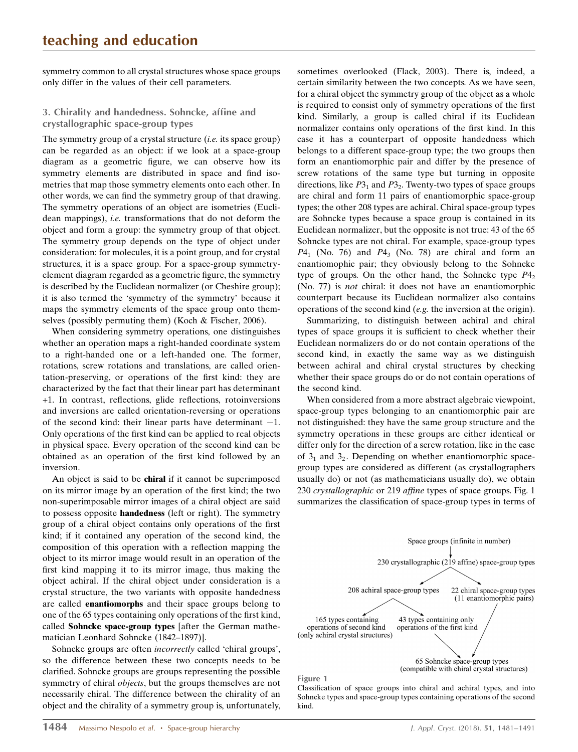symmetry common to all crystal structures whose space groups only differ in the values of their cell parameters.

## 3. Chirality and handedness. Sohncke, affine and crystallographic space-group types

The symmetry group of a crystal structure (*i.e.* its space group) can be regarded as an object: if we look at a space-group diagram as a geometric figure, we can observe how its symmetry elements are distributed in space and find isometries that map those symmetry elements onto each other. In other words, we can find the symmetry group of that drawing. The symmetry operations of an object are isometries (Euclidean mappings), *i.e.* transformations that do not deform the object and form a group: the symmetry group of that object. The symmetry group depends on the type of object under consideration: for molecules, it is a point group, and for crystal structures, it is a space group. For a space-group symmetry-element diagram regarded as a geometric figure, the symmetry is described by the Euclidean normalizer (or Cheshire group); it is also termed the 'symmetry of the symmetry' because it maps the symmetry elements of the space group onto themselves (possibly permuting them) (Koch & Fischer, 2006).

When considering symmetry operations, one distinguishes whether an operation maps a right-handed coordinate system to a right-handed one or a left-handed one. The former, rotations, screw rotations and translations, are called orientation-preserving, or operations of the first kind: they are characterized by the fact that their linear part has determinant +1. In contrast, reflections, glide reflections, rotoinversions and inversions are called orientation-reversing or operations of the second kind: their linear parts have determinant −1. Only operations of the first kind can be applied to real objects in physical space. Every operation of the second kind can be obtained as an operation of the first kind followed by an inversion.

An object is said to be **chiral** if it cannot be superimposed on its mirror image by an operation of the first kind; the two non-superimposable mirror images of a chiral object are said to possess opposite **handedness** (left or right). The symmetry group of a chiral object contains only operations of the first kind; if it contained any operation of the second kind, the composition of this operation with a reflection mapping the object to its mirror image would result in an operation of the first kind mapping it to its mirror image, thus making the object achiral. If the chiral object under consideration is a crystal structure, the two variants with opposite handedness are called **enantiomorphs** and their space groups belong to one of the 65 types containing only operations of the first kind, called **Sohncke space-group types** [after the German mathematician Leonhard Sohncke (1842–1897)].

Sohncke groups are often *incorrectly* called 'chiral groups', so the difference between these two concepts needs to be clarified. Sohncke groups are groups representing the possible symmetry of chiral *objects*, but the groups themselves are not necessarily chiral. The difference between the chirality of an object and the chirality of a symmetry group is, unfortunately, sometimes overlooked (Flack, 2003). There is, indeed, a certain similarity between the two concepts. As we have seen, for a chiral object the symmetry group of the object as a whole is required to consist only of symmetry operations of the first kind. Similarly, a group is called chiral if its Euclidean normalizer contains only operations of the first kind. In this case it has a counterpart of opposite handedness which belongs to a different space-group type; the two groups then form an enantiomorphic pair and differ by the presence of screw rotations of the same type but turning in opposite directions, like $P3_1$ and $P3_2$. Twenty-two types of space groups are chiral and form 11 pairs of enantiomorphic space-group types; the other 208 types are achiral. Chiral space-group types are Sohncke types because a space group is contained in its Euclidean normalizer, but the opposite is not true: 43 of the 65 Sohncke types are not chiral. For example, space-group types $P4_1$ (No. 76) and $P4_3$ (No. 78) are chiral and form an enantiomophic pair; they obviously belong to the Sohncke type of groups. On the other hand, the Sohncke type $P4_2$ (No. 77) is *not* chiral: it does not have an enantiomorphic counterpart because its Euclidean normalizer also contains operations of the second kind (*e.g.* the inversion at the origin).

Summarizing, to distinguish between achiral and chiral types of space groups it is sufficient to check whether their Euclidean normalizers do or do not contain operations of the second kind, in exactly the same way as we distinguish between achiral and chiral crystal structures by checking whether their space groups do or do not contain operations of the second kind.

When considered from a more abstract algebraic viewpoint, space-group types belonging to an enantiomorphic pair are not distinguished: they have the same group structure and the symmetry operations in these groups are either identical or differ only for the direction of a screw rotation, like in the case of $3_1$ and $3_2$. Depending on whether enantiomorphic space-group types are considered as different (as crystallographers usually do) or not (as mathematicians usually do), we obtain 230 *crystallographic* or 219 *affine* types of space groups. Fig. 1 summarizes the classification of space-group types in terms of

```
                         Space groups (infinite in number)
                                       |
                 230 crystallographic (219 affine) space-group types
                        /                                  \
        208 achiral space-group types              22 chiral space-group types
              /                \                     (11 enantiomorphic pairs)
  165 types containing     43 types containing only          /
 operations of second kind  operations of the first kind    /
(only achiral crystal structures)          \               /
                               65 Sohncke space-group types
                          (compatible with chiral crystal structures)
```

**Figure 1**
Classification of space groups into chiral and achiral types, and into Sohncke types and space-group types containing operations of the second kind.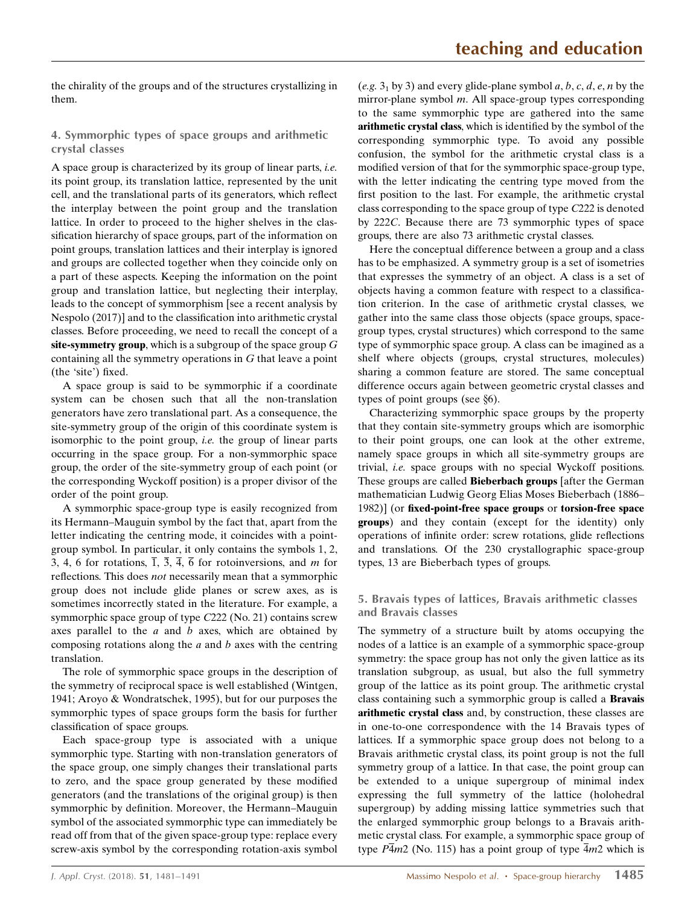the chirality of the groups and of the structures crystallizing in them.

## 4. Symmorphic types of space groups and arithmetic crystal classes

A space group is characterized by its group of linear parts, *i.e.* its point group, its translation lattice, represented by the unit cell, and the translational parts of its generators, which reflect the interplay between the point group and the translation lattice. In order to proceed to the higher shelves in the classification hierarchy of space groups, part of the information on point groups, translation lattices and their interplay is ignored and groups are collected together when they coincide only on a part of these aspects. Keeping the information on the point group and translation lattice, but neglecting their interplay, leads to the concept of symmorphism [see a recent analysis by Nespolo (2017)] and to the classification into arithmetic crystal classes. Before proceeding, we need to recall the concept of a **site-symmetry group**, which is a subgroup of the space group $G$ containing all the symmetry operations in $G$ that leave a point (the 'site') fixed.

A space group is said to be symmorphic if a coordinate system can be chosen such that all the non-translation generators have zero translational part. As a consequence, the site-symmetry group of the origin of this coordinate system is isomorphic to the point group, *i.e.* the group of linear parts occurring in the space group. For a non-symmorphic space group, the order of the site-symmetry group of each point (or the corresponding Wyckoff position) is a proper divisor of the order of the point group.

A symmorphic space-group type is easily recognized from its Hermann–Mauguin symbol by the fact that, apart from the letter indicating the centring mode, it coincides with a point-group symbol. In particular, it only contains the symbols 1, 2, 3, 4, 6 for rotations, $\overline{1}$, $\overline{3}$, $\overline{4}$, $\overline{6}$ for rotoinversions, and $m$ for reflections. This does *not* necessarily mean that a symmorphic group does not include glide planes or screw axes, as is sometimes incorrectly stated in the literature. For example, a symmorphic space group of type $C222$ (No. 21) contains screw axes parallel to the $a$ and $b$ axes, which are obtained by composing rotations along the $a$ and $b$ axes with the centring translation.

The role of symmorphic space groups in the description of the symmetry of reciprocal space is well established (Wintgen, 1941; Aroyo & Wondratschek, 1995), but for our purposes the symmorphic types of space groups form the basis for further classification of space groups.

Each space-group type is associated with a unique symmorphic type. Starting with non-translation generators of the space group, one simply changes their translational parts to zero, and the space group generated by these modified generators (and the translations of the original group) is then symmorphic by definition. Moreover, the Hermann–Mauguin symbol of the associated symmorphic type can immediately be read off from that of the given space-group type: replace every screw-axis symbol by the corresponding rotation-axis symbol (*e.g.* $3_1$ by 3) and every glide-plane symbol $a$, $b$, $c$, $d$, $e$, $n$ by the mirror-plane symbol $m$. All space-group types corresponding to the same symmorphic type are gathered into the same **arithmetic crystal class**, which is identified by the symbol of the corresponding symmorphic type. To avoid any possible confusion, the symbol for the arithmetic crystal class is a modified version of that for the symmorphic space-group type, with the letter indicating the centring type moved from the first position to the last. For example, the arithmetic crystal class corresponding to the space group of type $C222$ is denoted by $222C$. Because there are 73 symmorphic types of space groups, there are also 73 arithmetic crystal classes.

Here the conceptual difference between a group and a class has to be emphasized. A symmetry group is a set of isometries that expresses the symmetry of an object. A class is a set of objects having a common feature with respect to a classification criterion. In the case of arithmetic crystal classes, we gather into the same class those objects (space groups, space-group types, crystal structures) which correspond to the same type of symmorphic space group. A class can be imagined as a shelf where objects (groups, crystal structures, molecules) sharing a common feature are stored. The same conceptual difference occurs again between geometric crystal classes and types of point groups (see §6).

Characterizing symmorphic space groups by the property that they contain site-symmetry groups which are isomorphic to their point groups, one can look at the other extreme, namely space groups in which all site-symmetry groups are trivial, *i.e.* space groups with no special Wyckoff positions. These groups are called **Bieberbach groups** [after the German mathematician Ludwig Georg Elias Moses Bieberbach (1886–1982)] (or **fixed-point-free space groups** or **torsion-free space groups**) and they contain (except for the identity) only operations of infinite order: screw rotations, glide reflections and translations. Of the 230 crystallographic space-group types, 13 are Bieberbach types of groups.

## 5. Bravais types of lattices, Bravais arithmetic classes and Bravais classes

The symmetry of a structure built by atoms occupying the nodes of a lattice is an example of a symmorphic space-group symmetry: the space group has not only the given lattice as its translation subgroup, as usual, but also the full symmetry group of the lattice as its point group. The arithmetic crystal class containing such a symmorphic group is called a **Bravais arithmetic crystal class** and, by construction, these classes are in one-to-one correspondence with the 14 Bravais types of lattices. If a symmorphic space group does not belong to a Bravais arithmetic crystal class, its point group is not the full symmetry group of a lattice. In that case, the point group can be extended to a unique supergroup of minimal index expressing the full symmetry of the lattice (holohedral supergroup) by adding missing lattice symmetries such that the enlarged symmorphic group belongs to a Bravais arithmetic crystal class. For example, a symmorphic space group of type $P\overline{4}m2$ (No. 115) has a point group of type $\overline{4}m2$ which is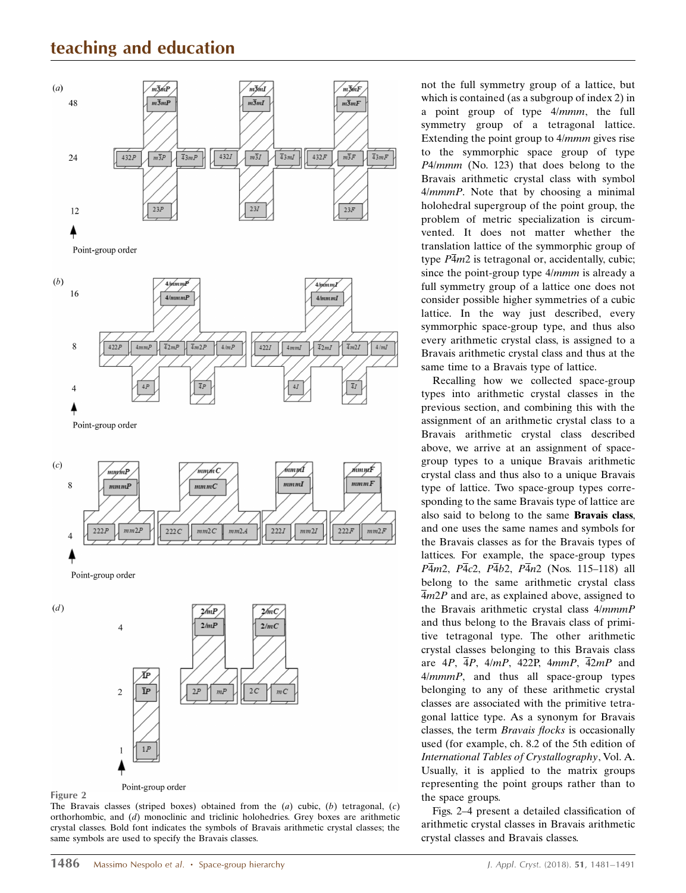Figure 2

The Bravais classes (striped boxes) obtained from the (*a*) cubic, (*b*) tetragonal, (*c*) orthorhombic, and (*d*) monoclinic and triclinic holohedries. Grey boxes are arithmetic crystal classes. Bold font indicates the symbols of Bravais arithmetic crystal classes; the same symbols are used to specify the Bravais classes.

not the full symmetry group of a lattice, but which is contained (as a subgroup of index 2) in a point group of type 4/*mmm*, the full symmetry group of a tetragonal lattice. Extending the point group to 4/*mmm* gives rise to the symmorphic space group of type *P*4/*mmm* (No. 123) that does belong to the Bravais arithmetic crystal class with symbol 4/*mmmP*. Note that by choosing a minimal holohedral supergroup of the point group, the problem of metric specialization is circumvented. It does not matter whether the translation lattice of the symmorphic group of type $P\bar{4}m2$ is tetragonal or, accidentally, cubic; since the point-group type 4/*mmm* is already a full symmetry group of a lattice one does not consider possible higher symmetries of a cubic lattice. In the way just described, every symmorphic space-group type, and thus also every arithmetic crystal class, is assigned to a Bravais arithmetic crystal class and thus at the same time to a Bravais type of lattice.

Recalling how we collected space-group types into arithmetic crystal classes in the previous section, and combining this with the assignment of an arithmetic crystal class to a Bravais arithmetic crystal class described above, we arrive at an assignment of space-group types to a unique Bravais arithmetic crystal class and thus also to a unique Bravais type of lattice. Two space-group types corresponding to the same Bravais type of lattice are also said to belong to the same **Bravais class**, and one uses the same names and symbols for the Bravais classes as for the Bravais types of lattices. For example, the space-group types $P\bar{4}m2$, $P\bar{4}c2$, $P\bar{4}b2$, $P\bar{4}n2$ (Nos. 115–118) all belong to the same arithmetic crystal class $\bar{4}m2P$ and are, as explained above, assigned to the Bravais arithmetic crystal class 4/*mmmP* and thus belong to the Bravais class of primitive tetragonal type. The other arithmetic crystal classes belonging to this Bravais class are 4*P*, $\bar{4}P$, 4/*mP*, 422P, 4*mmP*, $\bar{4}2mP$ and 4/*mmmP*, and thus all space-group types belonging to any of these arithmetic crystal classes are associated with the primitive tetragonal lattice type. As a synonym for Bravais classes, the term *Bravais flocks* is occasionally used (for example, ch. 8.2 of the 5th edition of *International Tables of Crystallography*, Vol. A. Usually, it is applied to the matrix groups representing the point groups rather than to the space groups.

Figs. 2–4 present a detailed classification of arithmetic crystal classes in Bravais arithmetic crystal classes and Bravais classes.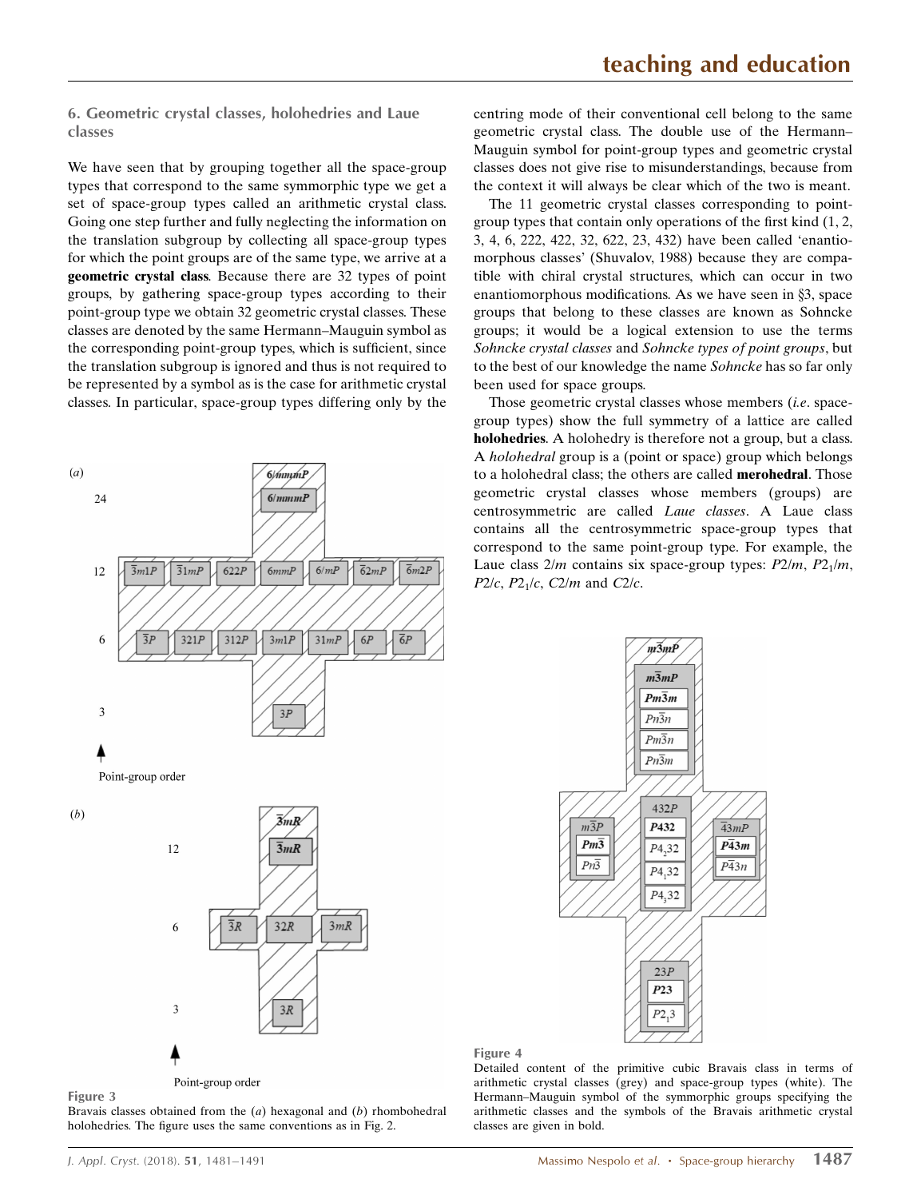## 6. Geometric crystal classes, holohedries and Laue classes

We have seen that by grouping together all the space-group types that correspond to the same symmorphic type we get a set of space-group types called an arithmetic crystal class. Going one step further and fully neglecting the information on the translation subgroup by collecting all space-group types for which the point groups are of the same type, we arrive at a **geometric crystal class**. Because there are 32 types of point groups, by gathering space-group types according to their point-group type we obtain 32 geometric crystal classes. These classes are denoted by the same Hermann–Mauguin symbol as the corresponding point-group types, which is sufficient, since the translation subgroup is ignored and thus is not required to be represented by a symbol as is the case for arithmetic crystal classes. In particular, space-group types differing only by the centring mode of their conventional cell belong to the same geometric crystal class. The double use of the Hermann–Mauguin symbol for point-group types and geometric crystal classes does not give rise to misunderstandings, because from the context it will always be clear which of the two is meant.

The 11 geometric crystal classes corresponding to point-group types that contain only operations of the first kind (1, 2, 3, 4, 6, 222, 422, 32, 622, 23, 432) have been called 'enantiomorphous classes' (Shuvalov, 1988) because they are compatible with chiral crystal structures, which can occur in two enantiomorphous modifications. As we have seen in §3, space groups that belong to these classes are known as Sohncke groups; it would be a logical extension to use the terms *Sohncke crystal classes* and *Sohncke types of point groups*, but to the best of our knowledge the name *Sohncke* has so far only been used for space groups.

Those geometric crystal classes whose members (*i.e.* space-group types) show the full symmetry of a lattice are called **holohedries**. A holohedry is therefore not a group, but a class. A *holohedral* group is a (point or space) group which belongs to a holohedral class; the others are called **merohedral**. Those geometric crystal classes whose members (groups) are centrosymmetric are called *Laue classes*. A Laue class contains all the centrosymmetric space-group types that correspond to the same point-group type. For example, the Laue class $2/m$ contains six space-group types: $P2/m$, $P2_1/m$, $P2/c$, $P2_1/c$, $C2/m$ and $C2/c$.

Figure 3
Bravais classes obtained from the (*a*) hexagonal and (*b*) rhombohedral holohedries. The figure uses the same conventions as in Fig. 2.

Figure 4
Detailed content of the primitive cubic Bravais class in terms of arithmetic crystal classes (grey) and space-group types (white). The Hermann–Mauguin symbol of the symmorphic groups specifying the arithmetic classes and the symbols of the Bravais arithmetic crystal classes are given in bold.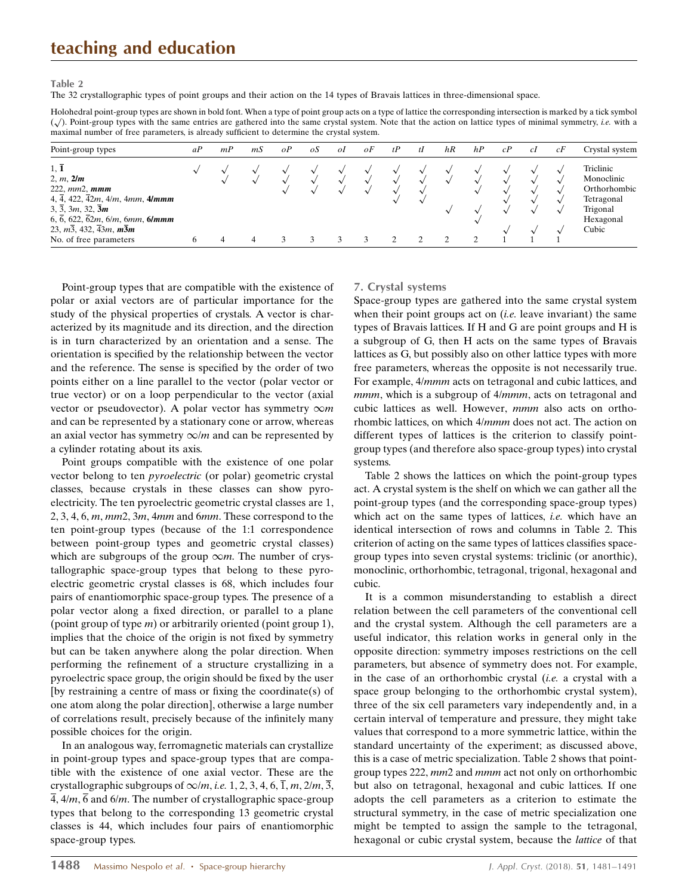**Table 2**
The 32 crystallographic types of point groups and their action on the 14 types of Bravais lattices in three-dimensional space.

Holohedral point-group types are shown in bold font. When a type of point group acts on a type of lattice the corresponding intersection is marked by a tick symbol (√). Point-group types with the same entries are gathered into the same crystal system. Note that the action on lattice types of minimal symmetry, *i.e.* with a maximal number of free parameters, is already sufficient to determine the crystal system.

| Point-group types | *aP* | *mP* | *mS* | *oP* | *oS* | *oI* | *oF* | *tP* | *tI* | *hR* | *hP* | *cP* | *cI* | *cF* | Crystal system |
|---|---|---|---|---|---|---|---|---|---|---|---|---|---|---|---|
| 1, $\mathbf{\bar{1}}$ | √ | √ | √ | √ | √ | √ | √ | √ | √ | √ | √ | √ | √ | √ | Triclinic |
| 2, *m*, ***2/m*** | | √ | √ | √ | √ | √ | √ | √ | √ | √ | √ | √ | √ | √ | Monoclinic |
| 222, *mm*2, ***mmm*** | | | | √ | √ | √ | √ | √ | √ | | √ | √ | √ | √ | Orthorhombic |
| 4, $\bar{4}$, 422, $\bar{4}2m$, 4/*m*, 4*mm*, **4/*mmm*** | | | | | | | | √ | √ | | | √ | √ | √ | Tetragonal |
| 3, $\bar{3}$, 3*m*, 32, $\mathbf{\bar{3}}$***m*** | | | | | | | | | | √ | √ | √ | √ | √ | Trigonal |
| 6, $\bar{6}$, 622, $\bar{6}2m$, 6/*m*, 6*mm*, **6/*mmm*** | | | | | | | | | | | √ | | | | Hexagonal |
| 23, $m\bar{3}$, 432, $\bar{4}3m$, ***m*$\mathbf{\bar{3}}$*m*** | | | | | | | | | | | | √ | √ | √ | Cubic |
| No. of free parameters | 6 | 4 | 4 | 3 | 3 | 3 | 3 | 2 | 2 | 2 | 2 | 1 | 1 | 1 | |

Point-group types that are compatible with the existence of polar or axial vectors are of particular importance for the study of the physical properties of crystals. A vector is characterized by its magnitude and its direction, and the direction is in turn characterized by an orientation and a sense. The orientation is specified by the relationship between the vector and the reference. The sense is specified by the order of two points either on a line parallel to the vector (polar vector or true vector) or on a loop perpendicular to the vector (axial vector or pseudovector). A polar vector has symmetry $\infty m$ and can be represented by a stationary cone or arrow, whereas an axial vector has symmetry $\infty/m$ and can be represented by a cylinder rotating about its axis.

Point groups compatible with the existence of one polar vector belong to ten *pyroelectric* (or polar) geometric crystal classes, because crystals in these classes can show pyroelectricity. The ten pyroelectric geometric crystal classes are 1, 2, 3, 4, 6, *m*, *mm*2, 3*m*, 4*mm* and 6*mm*. These correspond to the ten point-group types (because of the 1:1 correspondence between point-group types and geometric crystal classes) which are subgroups of the group $\infty m$. The number of crystallographic space-group types that belong to these pyroelectric geometric crystal classes is 68, which includes four pairs of enantiomorphic space-group types. The presence of a polar vector along a fixed direction, or parallel to a plane (point group of type *m*) or arbitrarily oriented (point group 1), implies that the choice of the origin is not fixed by symmetry but can be taken anywhere along the polar direction. When performing the refinement of a structure crystallizing in a pyroelectric space group, the origin should be fixed by the user [by restraining a centre of mass or fixing the coordinate(s) of one atom along the polar direction], otherwise a large number of correlations result, precisely because of the infinitely many possible choices for the origin.

In an analogous way, ferromagnetic materials can crystallize in point-group types and space-group types that are compatible with the existence of one axial vector. These are the crystallographic subgroups of $\infty/m$, *i.e.* 1, 2, 3, 4, 6, $\bar{1}$, *m*, 2/*m*, $\bar{3}$, $\bar{4}$, 4/*m*, $\bar{6}$ and 6/*m*. The number of crystallographic space-group types that belong to the corresponding 13 geometric crystal classes is 44, which includes four pairs of enantiomorphic space-group types.

## 7. Crystal systems

Space-group types are gathered into the same crystal system when their point groups act on (*i.e.* leave invariant) the same types of Bravais lattices. If H and G are point groups and H is a subgroup of G, then H acts on the same types of Bravais lattices as G, but possibly also on other lattice types with more free parameters, whereas the opposite is not necessarily true. For example, 4/*mmm* acts on tetragonal and cubic lattices, and *mmm*, which is a subgroup of 4/*mmm*, acts on tetragonal and cubic lattices as well. However, *mmm* also acts on orthorhombic lattices, on which 4/*mmm* does not act. The action on different types of lattices is the criterion to classify point-group types (and therefore also space-group types) into crystal systems.

Table 2 shows the lattices on which the point-group types act. A crystal system is the shelf on which we can gather all the point-group types (and the corresponding space-group types) which act on the same types of lattices, *i.e.* which have an identical intersection of rows and columns in Table 2. This criterion of acting on the same types of lattices classifies space-group types into seven crystal systems: triclinic (or anorthic), monoclinic, orthorhombic, tetragonal, trigonal, hexagonal and cubic.

It is a common misunderstanding to establish a direct relation between the cell parameters of the conventional cell and the crystal system. Although the cell parameters are a useful indicator, this relation works in general only in the opposite direction: symmetry imposes restrictions on the cell parameters, but absence of symmetry does not. For example, in the case of an orthorhombic crystal (*i.e.* a crystal with a space group belonging to the orthorhombic crystal system), three of the six cell parameters vary independently and, in a certain interval of temperature and pressure, they might take values that correspond to a more symmetric lattice, within the standard uncertainty of the experiment; as discussed above, this is a case of metric specialization. Table 2 shows that point-group types 222, *mm*2 and *mmm* act not only on orthorhombic but also on tetragonal, hexagonal and cubic lattices. If one adopts the cell parameters as a criterion to estimate the structural symmetry, in the case of metric specialization one might be tempted to assign the sample to the tetragonal, hexagonal or cubic crystal system, because the *lattice* of that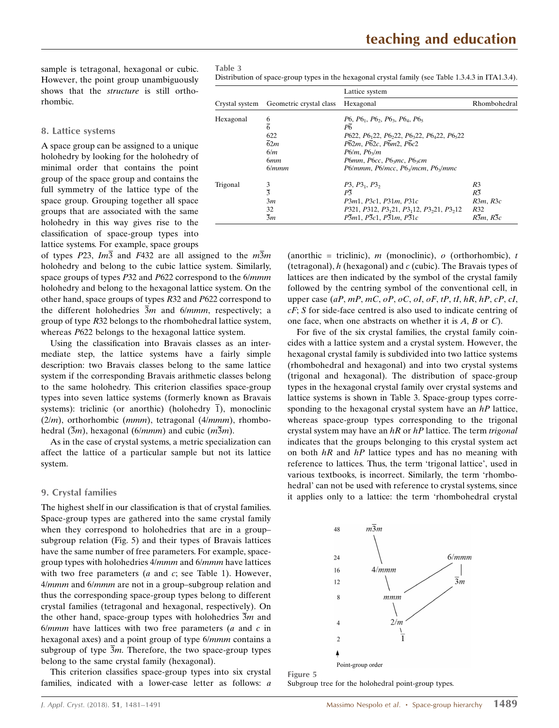sample is tetragonal, hexagonal or cubic. However, the point group unambiguously shows that the *structure* is still orthorhombic.

## 8. Lattice systems

A space group can be assigned to a unique holohedry by looking for the holohedry of minimal order that contains the point group of the space group and contains the full symmetry of the lattice type of the space group. Grouping together all space groups that are associated with the same holohedry in this way gives rise to the classification of space-group types into lattice systems. For example, space groups of types $P23$, $Im\overline{3}$ and $F432$ are all assigned to the $m\overline{3}m$ holohedry and belong to the cubic lattice system. Similarly, space groups of types $P32$ and $P622$ correspond to the $6/mmm$ holohedry and belong to the hexagonal lattice system. On the other hand, space groups of types $R32$ and $P622$ correspond to the different holohedries $\overline{3}m$ and $6/mmm$, respectively; a group of type $R32$ belongs to the rhombohedral lattice system, whereas $P622$ belongs to the hexagonal lattice system.

Using the classification into Bravais classes as an intermediate step, the lattice systems have a fairly simple description: two Bravais classes belong to the same lattice system if the corresponding Bravais arithmetic classes belong to the same holohedry. This criterion classifies space-group types into seven lattice systems (formerly known as Bravais systems): triclinic (or anorthic) (holohedry $\overline{1}$), monoclinic ($2/m$), orthorhombic ($mmm$), tetragonal ($4/mmm$), rhombohedral ($\overline{3}m$), hexagonal ($6/mmm$) and cubic ($m\overline{3}m$).

As in the case of crystal systems, a metric specialization can affect the lattice of a particular sample but not its lattice system.

## 9. Crystal families

The highest shelf in our classification is that of crystal families. Space-group types are gathered into the same crystal family when they correspond to holohedries that are in a group–subgroup relation (Fig. 5) and their types of Bravais lattices have the same number of free parameters. For example, space-group types with holohedries $4/mmm$ and $6/mmm$ have lattices with two free parameters ($a$ and $c$; see Table 1). However, $4/mmm$ and $6/mmm$ are not in a group–subgroup relation and thus the corresponding space-group types belong to different crystal families (tetragonal and hexagonal, respectively). On the other hand, space-group types with holohedries $\overline{3}m$ and $6/mmm$ have lattices with two free parameters ($a$ and $c$ in hexagonal axes) and a point group of type $6/mmm$ contains a subgroup of type $\overline{3}m$. Therefore, the two space-group types belong to the same crystal family (hexagonal).

This criterion classifies space-group types into six crystal families, indicated with a lower-case letter as follows: *a* (anorthic = triclinic), *m* (monoclinic), *o* (orthorhombic), *t* (tetragonal), *h* (hexagonal) and *c* (cubic). The Bravais types of lattices are then indicated by the symbol of the crystal family followed by the centring symbol of the conventional cell, in upper case (*aP*, *mP*, *mC*, *oP*, *oC*, *oI*, *oF*, *tP*, *tI*, *hR*, *hP*, *cP*, *cI*, *cF*; *S* for side-face centred is also used to indicate centring of one face, when one abstracts on whether it is *A*, *B* or *C*).

For five of the six crystal families, the crystal family coincides with a lattice system and a crystal system. However, the hexagonal crystal family is subdivided into two lattice systems (rhombohedral and hexagonal) and into two crystal systems (trigonal and hexagonal). The distribution of space-group types in the hexagonal crystal family over crystal systems and lattice systems is shown in Table 3. Space-group types corresponding to the hexagonal crystal system have an *hP* lattice, whereas space-group types corresponding to the trigonal crystal system may have an *hR* or *hP* lattice. The term *trigonal* indicates that the groups belonging to this crystal system act on both *hR* and *hP* lattice types and has no meaning with reference to lattices. Thus, the term 'trigonal lattice', used in various textbooks, is incorrect. Similarly, the term 'rhombohedral' can not be used with reference to crystal systems, since it applies only to a lattice: the term 'rhombohedral crystal

**Table 3**
Distribution of space-group types in the hexagonal crystal family (see Table 1.3.4.3 in ITA1.3.4).

| | | Lattice system | |
|---|---|---|---|
| Crystal system | Geometric crystal class | Hexagonal | Rhombohedral |
| Hexagonal | $6$ | $P6$, $P6_1$, $P6_2$, $P6_3$, $P6_4$, $P6_5$ | |
| | $\overline{6}$ | $P\overline{6}$ | |
| | $622$ | $P622$, $P6_122$, $P6_222$, $P6_322$, $P6_422$, $P6_522$ | |
| | $\overline{6}2m$ | $P\overline{6}2m$, $P\overline{6}2c$, $P\overline{6}m2$, $P\overline{6}c2$ | |
| | $6/m$ | $P6/m$, $P6_3/m$ | |
| | $6mm$ | $P6mm$, $P6cc$, $P6_3mc$, $P6_3cm$ | |
| | $6/mmm$ | $P6/mmm$, $P6/mcc$, $P6_3/mcm$, $P6_3/mmc$ | |
| Trigonal | $3$ | $P3$, $P3_1$, $P3_2$ | $R3$ |
| | $\overline{3}$ | $P\overline{3}$ | $R\overline{3}$ |
| | $3m$ | $P3m1$, $P3c1$, $P31m$, $P31c$ | $R3m$, $R3c$ |
| | $32$ | $P321$, $P312$, $P3_121$, $P3_112$, $P3_221$, $P3_212$ | $R32$ |
| | $\overline{3}m$ | $P\overline{3}m1$, $P\overline{3}c1$, $P\overline{3}1m$, $P\overline{3}1c$ | $R\overline{3}m$, $R\overline{3}c$ |

**Figure 5**
Subgroup tree for the holohedral point-group types.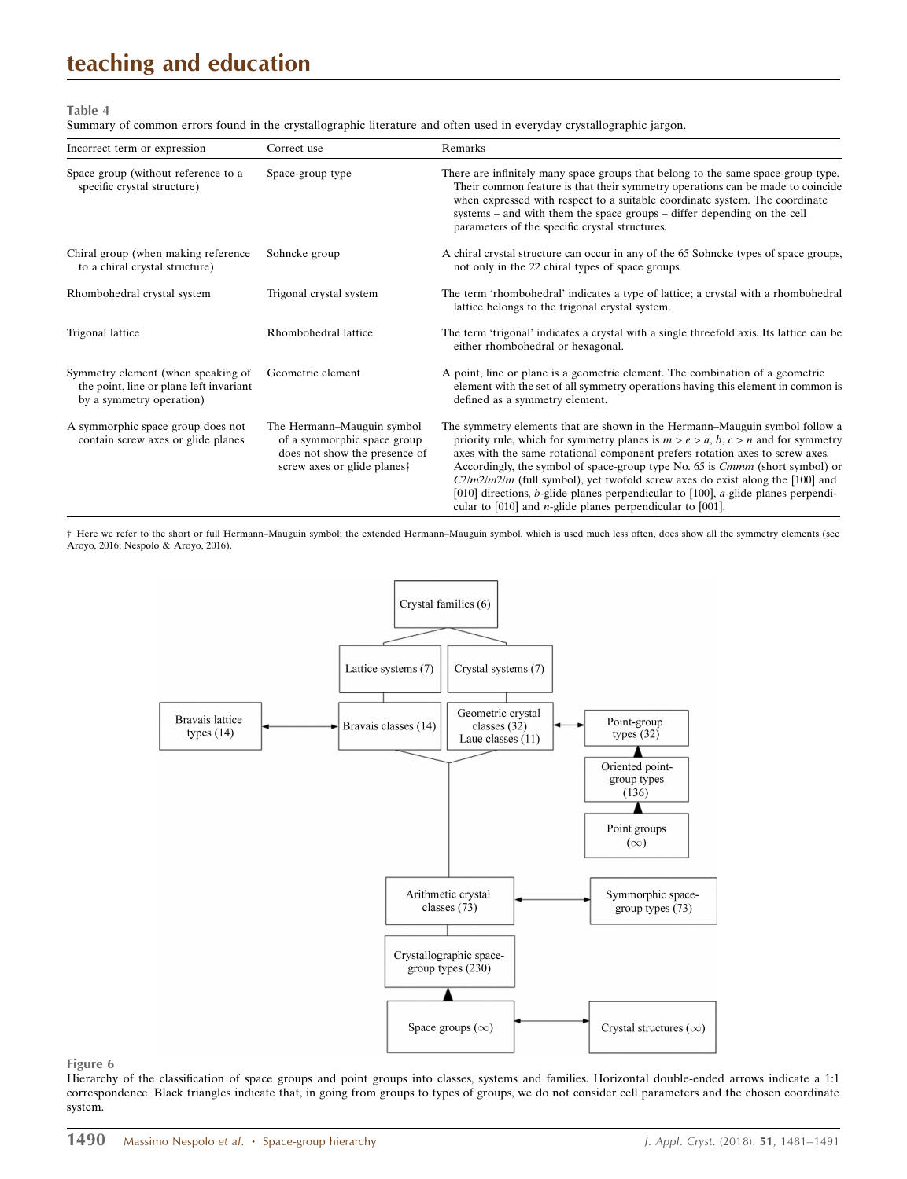**Table 4**
Summary of common errors found in the crystallographic literature and often used in everyday crystallographic jargon.

| Incorrect term or expression | Correct use | Remarks |
|---|---|---|
| Space group (without reference to a specific crystal structure) | Space-group type | There are infinitely many space groups that belong to the same space-group type. Their common feature is that their symmetry operations can be made to coincide when expressed with respect to a suitable coordinate system. The coordinate systems – and with them the space groups – differ depending on the cell parameters of the specific crystal structures. |
| Chiral group (when making reference to a chiral crystal structure) | Sohncke group | A chiral crystal structure can occur in any of the 65 Sohncke types of space groups, not only in the 22 chiral types of space groups. |
| Rhombohedral crystal system | Trigonal crystal system | The term 'rhombohedral' indicates a type of lattice; a crystal with a rhombohedral lattice belongs to the trigonal crystal system. |
| Trigonal lattice | Rhombohedral lattice | The term 'trigonal' indicates a crystal with a single threefold axis. Its lattice can be either rhombohedral or hexagonal. |
| Symmetry element (when speaking of the point, line or plane left invariant by a symmetry operation) | Geometric element | A point, line or plane is a geometric element. The combination of a geometric element with the set of all symmetry operations having this element in common is defined as a symmetry element. |
| A symmorphic space group does not contain screw axes or glide planes | The Hermann–Mauguin symbol of a symmorphic space group does not show the presence of screw axes or glide planes† | The symmetry elements that are shown in the Hermann–Mauguin symbol follow a priority rule, which for symmetry planes is $m > e > a, b, c > n$ and for symmetry axes with the same rotational component prefers rotation axes to screw axes. Accordingly, the symbol of space-group type No. 65 is *Cmmm* (short symbol) or $C2/m2/m2/m$ (full symbol), yet twofold screw axes do exist along the [100] and [010] directions, *b*-glide planes perpendicular to [100], *a*-glide planes perpendicular to [010] and *n*-glide planes perpendicular to [001]. |

† Here we refer to the short or full Hermann–Mauguin symbol; the extended Hermann–Mauguin symbol, which is used much less often, does show all the symmetry elements (see Aroyo, 2016; Nespolo & Aroyo, 2016).

**Figure 6**
Hierarchy of the classification of space groups and point groups into classes, systems and families. Horizontal double-ended arrows indicate a 1:1 correspondence. Black triangles indicate that, in going from groups to types of groups, we do not consider cell parameters and the chosen coordinate system.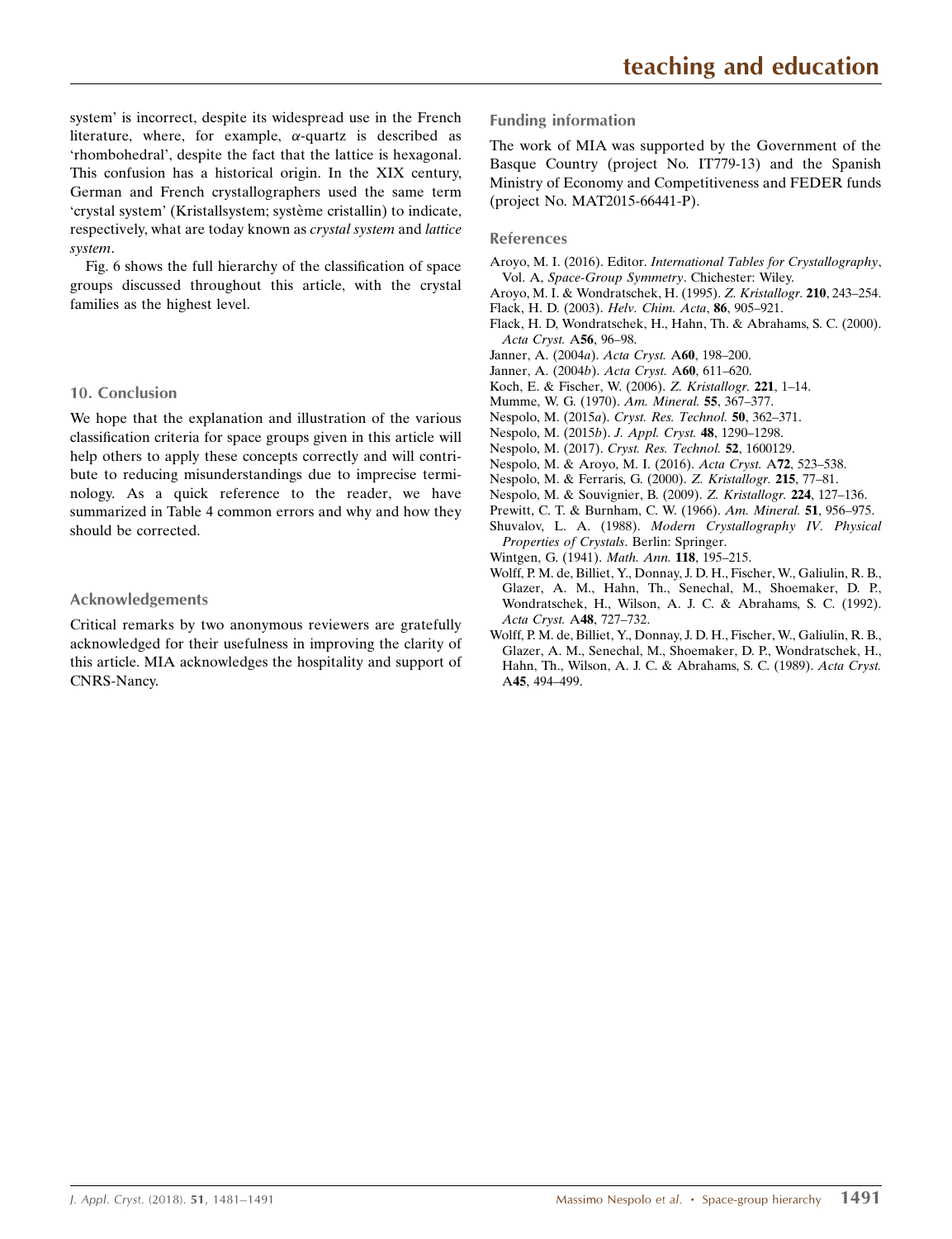system' is incorrect, despite its widespread use in the French literature, where, for example, $\alpha$-quartz is described as 'rhombohedral', despite the fact that the lattice is hexagonal. This confusion has a historical origin. In the XIX century, German and French crystallographers used the same term 'crystal system' (Kristallsystem; système cristallin) to indicate, respectively, what are today known as *crystal system* and *lattice system*.

Fig. 6 shows the full hierarchy of the classification of space groups discussed throughout this article, with the crystal families as the highest level.

## 10. Conclusion

We hope that the explanation and illustration of the various classification criteria for space groups given in this article will help others to apply these concepts correctly and will contribute to reducing misunderstandings due to imprecise terminology. As a quick reference to the reader, we have summarized in Table 4 common errors and why and how they should be corrected.

## Acknowledgements

Critical remarks by two anonymous reviewers are gratefully acknowledged for their usefulness in improving the clarity of this article. MIA acknowledges the hospitality and support of CNRS-Nancy.

## Funding information

The work of MIA was supported by the Government of the Basque Country (project No. IT779-13) and the Spanish Ministry of Economy and Competitiveness and FEDER funds (project No. MAT2015-66441-P).

## References

Aroyo, M. I. (2016). Editor. *International Tables for Crystallography*, Vol. A, *Space-Group Symmetry*. Chichester: Wiley.

Aroyo, M. I. & Wondratschek, H. (1995). *Z. Kristallogr.* **210**, 243–254.

Flack, H. D. (2003). *Helv. Chim. Acta*, **86**, 905–921.

Flack, H. D, Wondratschek, H., Hahn, Th. & Abrahams, S. C. (2000). *Acta Cryst.* A**56**, 96–98.

Janner, A. (2004*a*). *Acta Cryst.* A**60**, 198–200.

Janner, A. (2004*b*). *Acta Cryst.* A**60**, 611–620.

Koch, E. & Fischer, W. (2006). *Z. Kristallogr.* **221**, 1–14.

Mumme, W. G. (1970). *Am. Mineral.* **55**, 367–377.

Nespolo, M. (2015*a*). *Cryst. Res. Technol.* **50**, 362–371.

Nespolo, M. (2015*b*). *J. Appl. Cryst.* **48**, 1290–1298.

Nespolo, M. (2017). *Cryst. Res. Technol.* **52**, 1600129.

Nespolo, M. & Aroyo, M. I. (2016). *Acta Cryst.* A**72**, 523–538.

Nespolo, M. & Ferraris, G. (2000). *Z. Kristallogr.* **215**, 77–81.

Nespolo, M. & Souvignier, B. (2009). *Z. Kristallogr.* **224**, 127–136.

Prewitt, C. T. & Burnham, C. W. (1966). *Am. Mineral.* **51**, 956–975.

Shuvalov, L. A. (1988). *Modern Crystallography IV. Physical Properties of Crystals*. Berlin: Springer.

Wintgen, G. (1941). *Math. Ann.* **118**, 195–215.

Wolff, P. M. de, Billiet, Y., Donnay, J. D. H., Fischer, W., Galiulin, R. B., Glazer, A. M., Hahn, Th., Senechal, M., Shoemaker, D. P., Wondratschek, H., Wilson, A. J. C. & Abrahams, S. C. (1992). *Acta Cryst.* A**48**, 727–732.

Wolff, P. M. de, Billiet, Y., Donnay, J. D. H., Fischer, W., Galiulin, R. B., Glazer, A. M., Senechal, M., Shoemaker, D. P., Wondratschek, H., Hahn, Th., Wilson, A. J. C. & Abrahams, S. C. (1989). *Acta Cryst.* A**45**, 494–499.